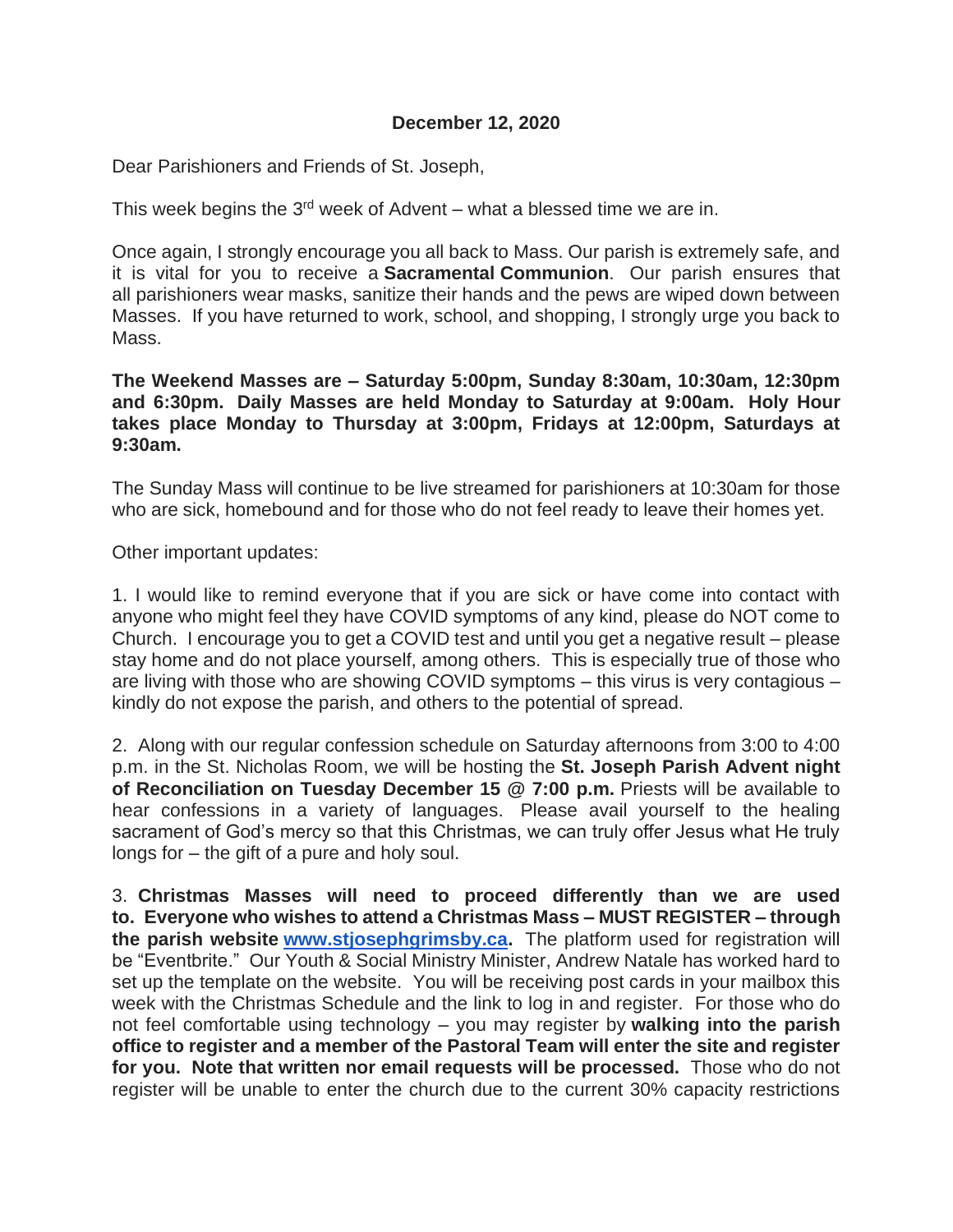**December 12, 2020**

Dear Parishioners and Friends of St. Joseph,

This week begins the 3rd week of Advent – what a blessed time we are in.

Once again, I strongly encourage you all back to Mass. Our parish is extremely safe, and it is vital for you to receive a **Sacramental Communion**. Our parish ensures that all parishioners wear masks, sanitize their hands and the pews are wiped down between Masses. If you have returned to work, school, and shopping, I strongly urge you back to Mass.

**The Weekend Masses are – Saturday 5:00pm, Sunday 8:30am, 10:30am, 12:30pm and 6:30pm. Daily Masses are held Monday to Saturday at 9:00am. Holy Hour takes place Monday to Thursday at 3:00pm, Fridays at 12:00pm, Saturdays at 9:30am.**

The Sunday Mass will continue to be live streamed for parishioners at 10:30am for those who are sick, homebound and for those who do not feel ready to leave their homes yet.

Other important updates:

1. I would like to remind everyone that if you are sick or have come into contact with anyone who might feel they have COVID symptoms of any kind, please do NOT come to Church. I encourage you to get a COVID test and until you get a negative result – please stay home and do not place yourself, among others. This is especially true of those who are living with those who are showing COVID symptoms – this virus is very contagious – kindly do not expose the parish, and others to the potential of spread.

2. Along with our regular confession schedule on Saturday afternoons from 3:00 to 4:00 p.m. in the St. Nicholas Room, we will be hosting the **St. Joseph Parish Advent night of Reconciliation on Tuesday December 15 @ 7:00 p.m.** Priests will be available to hear confessions in a variety of languages. Please avail yourself to the healing sacrament of God's mercy so that this Christmas, we can truly offer Jesus what He truly longs for – the gift of a pure and holy soul.

3. **Christmas Masses will need to proceed differently than we are used to. Everyone who wishes to attend a Christmas Mass – MUST REGISTER – through the parish website [www.stjosephgrimsby.ca](www.stjosephgrimsby.ca).** The platform used for registration will be "Eventbrite." Our Youth & Social Ministry Minister, Andrew Natale has worked hard to set up the template on the website. You will be receiving post cards in your mailbox this week with the Christmas Schedule and the link to log in and register. For those who do not feel comfortable using technology – you may register by **walking into the parish office to register and a member of the Pastoral Team will enter the site and register for you. Note that written nor email requests will be processed.** Those who do not register will be unable to enter the church due to the current 30% capacity restrictions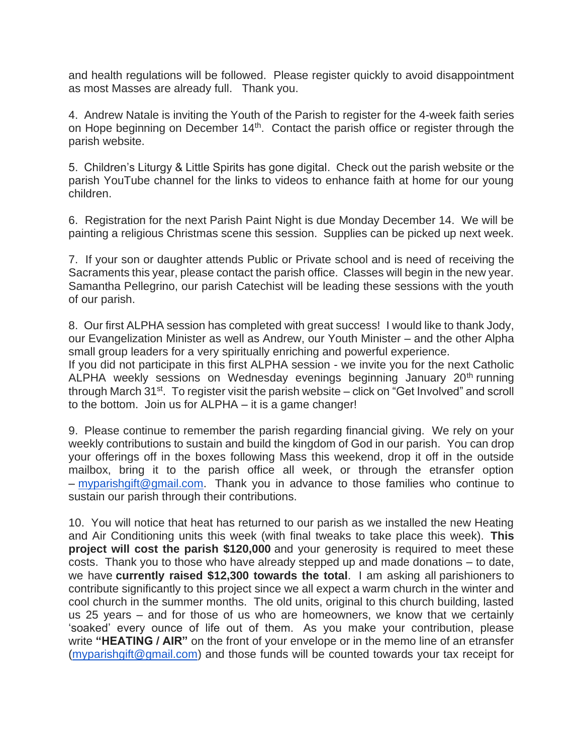and health regulations will be followed. Please register quickly to avoid disappointment as most Masses are already full. Thank you.

4. Andrew Natale is inviting the Youth of the Parish to register for the 4-week faith series on Hope beginning on December 14th. Contact the parish office or register through the parish website.

5. Children's Liturgy & Little Spirits has gone digital. Check out the parish website or the parish YouTube channel for the links to videos to enhance faith at home for our young children.

6. Registration for the next Parish Paint Night is due Monday December 14. We will be painting a religious Christmas scene this session. Supplies can be picked up next week.

7. If your son or daughter attends Public or Private school and is need of receiving the Sacraments this year, please contact the parish office. Classes will begin in the new year. Samantha Pellegrino, our parish Catechist will be leading these sessions with the youth of our parish.

8. Our first ALPHA session has completed with great success! I would like to thank Jody, our Evangelization Minister as well as Andrew, our Youth Minister – and the other Alpha small group leaders for a very spiritually enriching and powerful experience.
If you did not participate in this first ALPHA session - we invite you for the next Catholic ALPHA weekly sessions on Wednesday evenings beginning January 20th running through March 31st. To register visit the parish website – click on "Get Involved" and scroll to the bottom. Join us for ALPHA – it is a game changer!

9. Please continue to remember the parish regarding financial giving. We rely on your weekly contributions to sustain and build the kingdom of God in our parish. You can drop your offerings off in the boxes following Mass this weekend, drop it off in the outside mailbox, bring it to the parish office all week, or through the etransfer option – myparishgift@gmail.com. Thank you in advance to those families who continue to sustain our parish through their contributions.

10. You will notice that heat has returned to our parish as we installed the new Heating and Air Conditioning units this week (with final tweaks to take place this week). **This project will cost the parish $120,000** and your generosity is required to meet these costs. Thank you to those who have already stepped up and made donations – to date, we have **currently raised $12,300 towards the total**. I am asking all parishioners to contribute significantly to this project since we all expect a warm church in the winter and cool church in the summer months. The old units, original to this church building, lasted us 25 years – and for those of us who are homeowners, we know that we certainly 'soaked' every ounce of life out of them. As you make your contribution, please write **"HEATING / AIR"** on the front of your envelope or in the memo line of an etransfer (myparishgift@gmail.com) and those funds will be counted towards your tax receipt for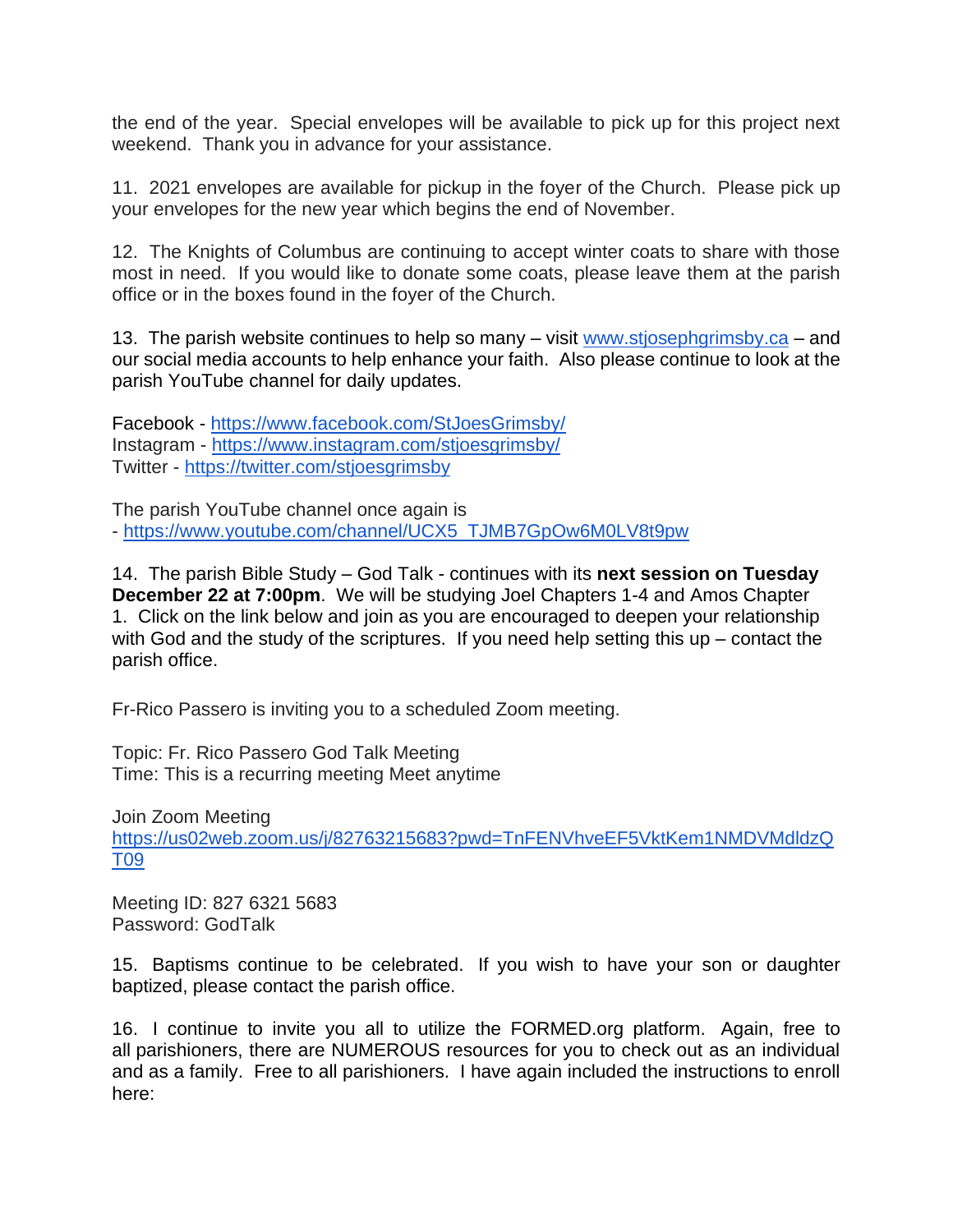the end of the year. Special envelopes will be available to pick up for this project next weekend. Thank you in advance for your assistance.

11. 2021 envelopes are available for pickup in the foyer of the Church. Please pick up your envelopes for the new year which begins the end of November.

12. The Knights of Columbus are continuing to accept winter coats to share with those most in need. If you would like to donate some coats, please leave them at the parish office or in the boxes found in the foyer of the Church.

13. The parish website continues to help so many – visit [www.stjosephgrimsby.ca](http://www.stjosephgrimsby.ca) – and our social media accounts to help enhance your faith. Also please continue to look at the parish YouTube channel for daily updates.

Facebook - [https://www.facebook.com/StJoesGrimsby/](https://www.facebook.com/StJoesGrimsby/)
Instagram - [https://www.instagram.com/stjoesgrimsby/](https://www.instagram.com/stjoesgrimsby/)
Twitter - [https://twitter.com/stjoesgrimsby](https://twitter.com/stjoesgrimsby)

The parish YouTube channel once again is
- [https://www.youtube.com/channel/UCX5_TJMB7GpOw6M0LV8t9pw](https://www.youtube.com/channel/UCX5_TJMB7GpOw6M0LV8t9pw)

14. The parish Bible Study – God Talk - continues with its **next session on Tuesday December 22 at 7:00pm**. We will be studying Joel Chapters 1-4 and Amos Chapter 1. Click on the link below and join as you are encouraged to deepen your relationship with God and the study of the scriptures. If you need help setting this up – contact the parish office.

Fr-Rico Passero is inviting you to a scheduled Zoom meeting.

Topic: Fr. Rico Passero God Talk Meeting
Time: This is a recurring meeting Meet anytime

Join Zoom Meeting
[https://us02web.zoom.us/j/82763215683?pwd=TnFENVhveEF5VktKem1NMDVMdldzQT09](https://us02web.zoom.us/j/82763215683?pwd=TnFENVhveEF5VktKem1NMDVMdldzQT09)

Meeting ID: 827 6321 5683
Password: GodTalk

15. Baptisms continue to be celebrated. If you wish to have your son or daughter baptized, please contact the parish office.

16. I continue to invite you all to utilize the FORMED.org platform. Again, free to all parishioners, there are NUMEROUS resources for you to check out as an individual and as a family. Free to all parishioners. I have again included the instructions to enroll here: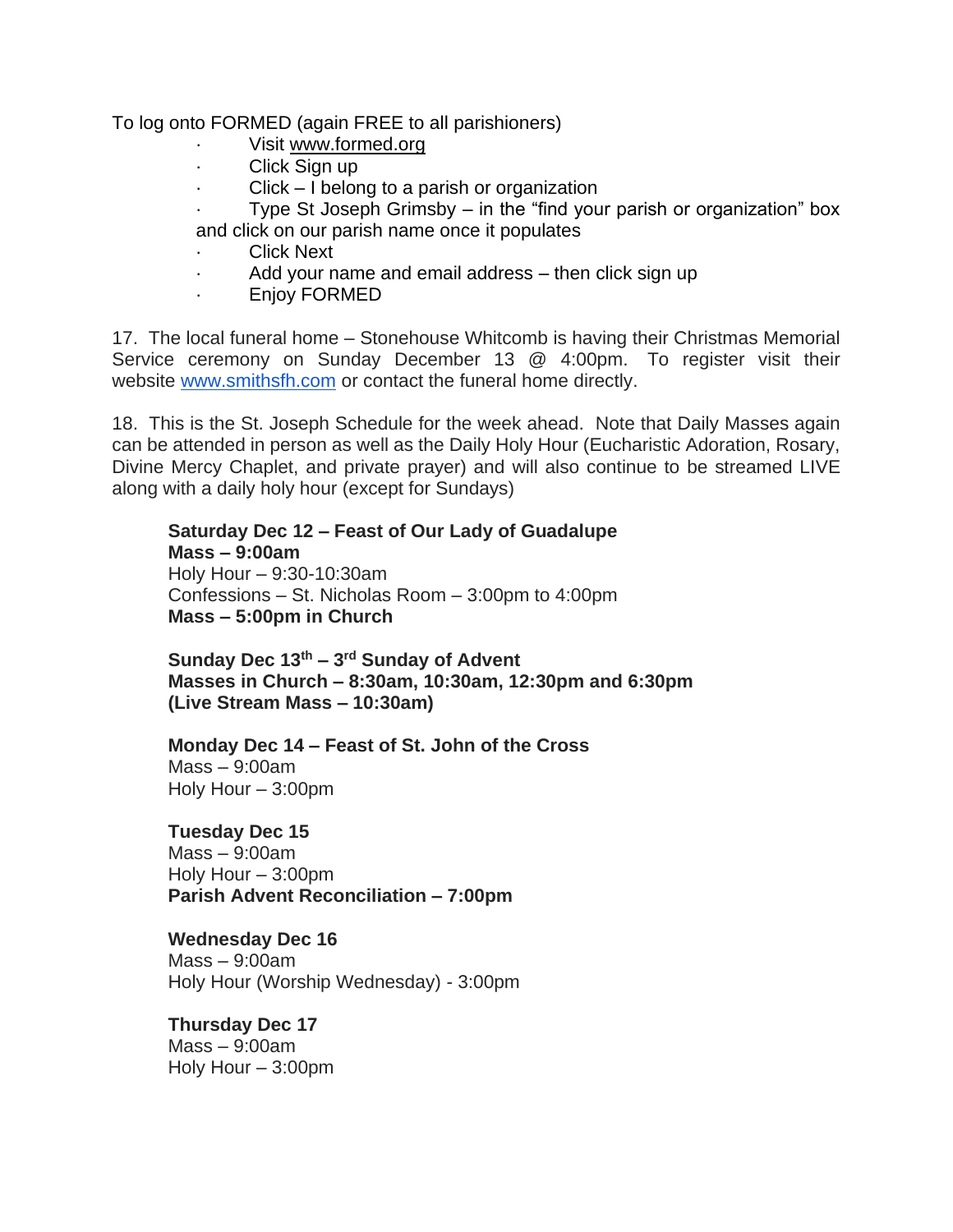To log onto FORMED (again FREE to all parishioners)

- Visit www.formed.org
- Click Sign up
- Click – I belong to a parish or organization
- Type St Joseph Grimsby – in the "find your parish or organization" box and click on our parish name once it populates
- Click Next
- Add your name and email address – then click sign up
- Enjoy FORMED

17. The local funeral home – Stonehouse Whitcomb is having their Christmas Memorial Service ceremony on Sunday December 13 @ 4:00pm. To register visit their website www.smithsfh.com or contact the funeral home directly.

18. This is the St. Joseph Schedule for the week ahead. Note that Daily Masses again can be attended in person as well as the Daily Holy Hour (Eucharistic Adoration, Rosary, Divine Mercy Chaplet, and private prayer) and will also continue to be streamed LIVE along with a daily holy hour (except for Sundays)

**Saturday Dec 12 – Feast of Our Lady of Guadalupe**
**Mass – 9:00am**
Holy Hour – 9:30-10:30am
Confessions – St. Nicholas Room – 3:00pm to 4:00pm
**Mass – 5:00pm in Church**

**Sunday Dec 13th – 3rd Sunday of Advent**
**Masses in Church – 8:30am, 10:30am, 12:30pm and 6:30pm**
**(Live Stream Mass – 10:30am)**

**Monday Dec 14 – Feast of St. John of the Cross**
Mass – 9:00am
Holy Hour – 3:00pm

**Tuesday Dec 15**
Mass – 9:00am
Holy Hour – 3:00pm
**Parish Advent Reconciliation – 7:00pm**

**Wednesday Dec 16**
Mass – 9:00am
Holy Hour (Worship Wednesday) - 3:00pm

**Thursday Dec 17**
Mass – 9:00am
Holy Hour – 3:00pm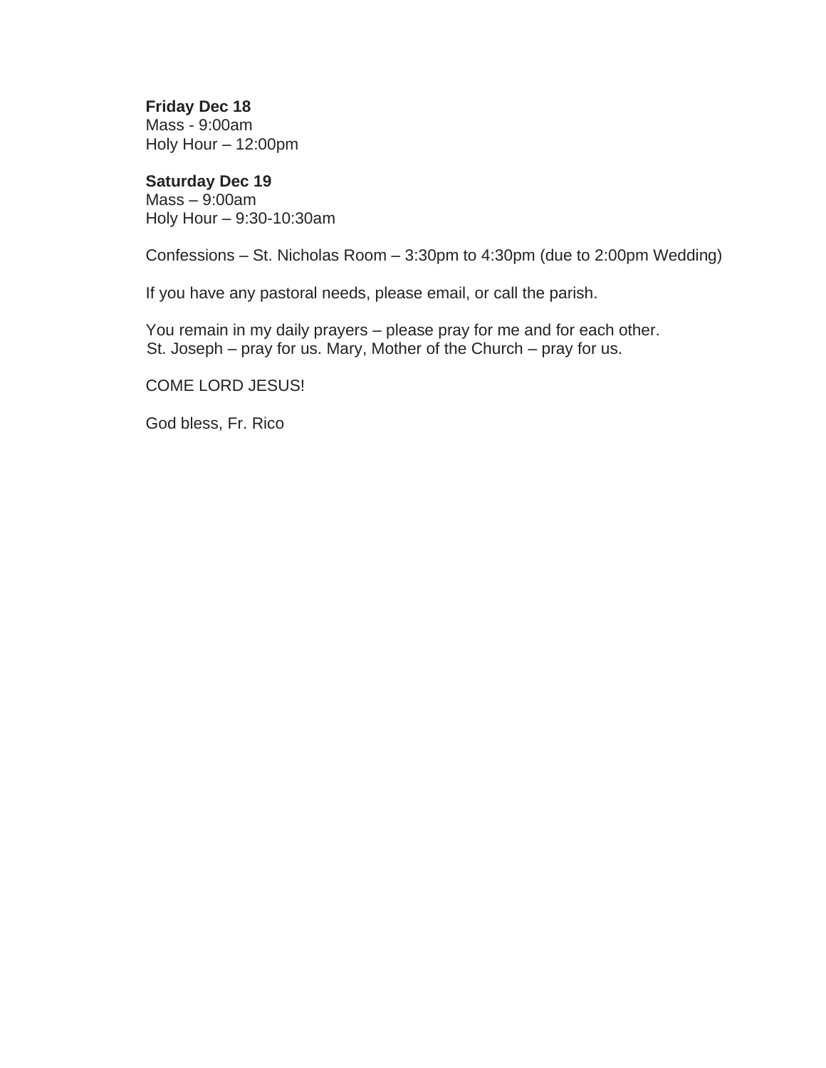**Friday Dec 18**
Mass - 9:00am
Holy Hour – 12:00pm

**Saturday Dec 19**
Mass – 9:00am
Holy Hour – 9:30-10:30am

Confessions – St. Nicholas Room – 3:30pm to 4:30pm (due to 2:00pm Wedding)

If you have any pastoral needs, please email, or call the parish.

You remain in my daily prayers – please pray for me and for each other.
St. Joseph – pray for us. Mary, Mother of the Church – pray for us.

COME LORD JESUS!

God bless, Fr. Rico